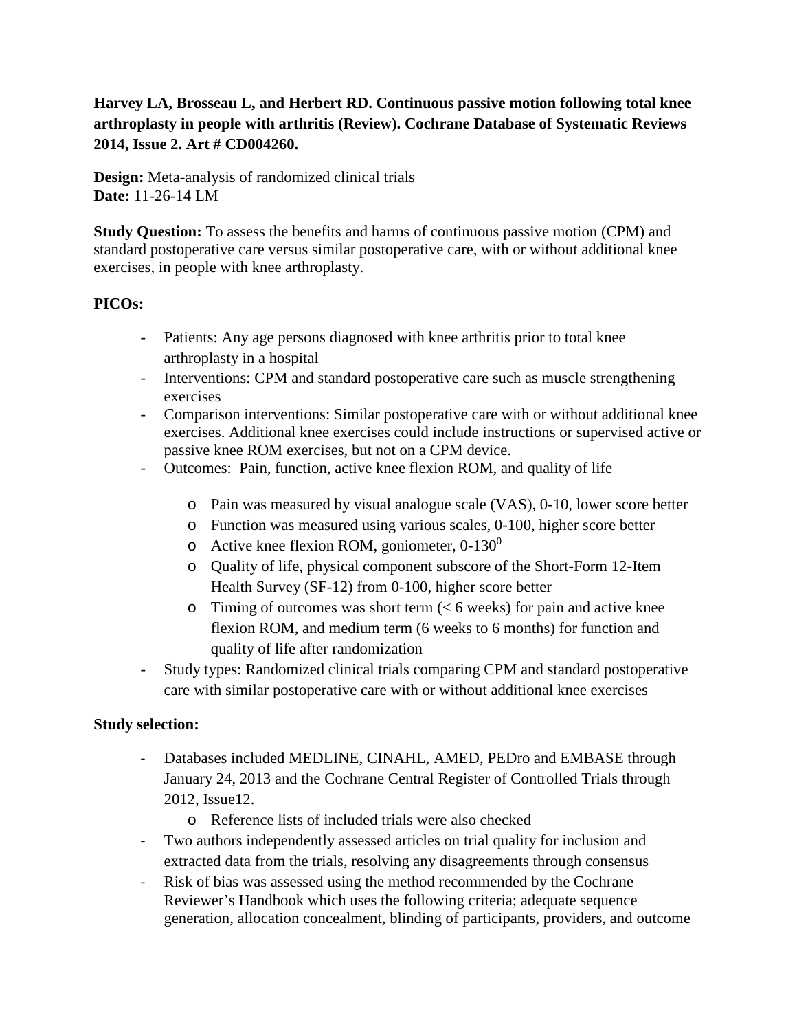**Harvey LA, Brosseau L, and Herbert RD. Continuous passive motion following total knee arthroplasty in people with arthritis (Review). Cochrane Database of Systematic Reviews 2014, Issue 2. Art # CD004260.**

**Design:** Meta-analysis of randomized clinical trials
**Date:** 11-26-14 LM

**Study Question:** To assess the benefits and harms of continuous passive motion (CPM) and standard postoperative care versus similar postoperative care, with or without additional knee exercises, in people with knee arthroplasty.

**PICOs:**

- Patients: Any age persons diagnosed with knee arthritis prior to total knee arthroplasty in a hospital
- Interventions: CPM and standard postoperative care such as muscle strengthening exercises
- Comparison interventions: Similar postoperative care with or without additional knee exercises. Additional knee exercises could include instructions or supervised active or passive knee ROM exercises, but not on a CPM device.
- Outcomes: Pain, function, active knee flexion ROM, and quality of life
    - Pain was measured by visual analogue scale (VAS), 0-10, lower score better
    - Function was measured using various scales, 0-100, higher score better
    - Active knee flexion ROM, goniometer, 0-130$^0$
    - Quality of life, physical component subscore of the Short-Form 12-Item Health Survey (SF-12) from 0-100, higher score better
    - Timing of outcomes was short term (< 6 weeks) for pain and active knee flexion ROM, and medium term (6 weeks to 6 months) for function and quality of life after randomization
- Study types: Randomized clinical trials comparing CPM and standard postoperative care with similar postoperative care with or without additional knee exercises

**Study selection:**

- Databases included MEDLINE, CINAHL, AMED, PEDro and EMBASE through January 24, 2013 and the Cochrane Central Register of Controlled Trials through 2012, Issue12.
    - Reference lists of included trials were also checked
- Two authors independently assessed articles on trial quality for inclusion and extracted data from the trials, resolving any disagreements through consensus
- Risk of bias was assessed using the method recommended by the Cochrane Reviewer's Handbook which uses the following criteria; adequate sequence generation, allocation concealment, blinding of participants, providers, and outcome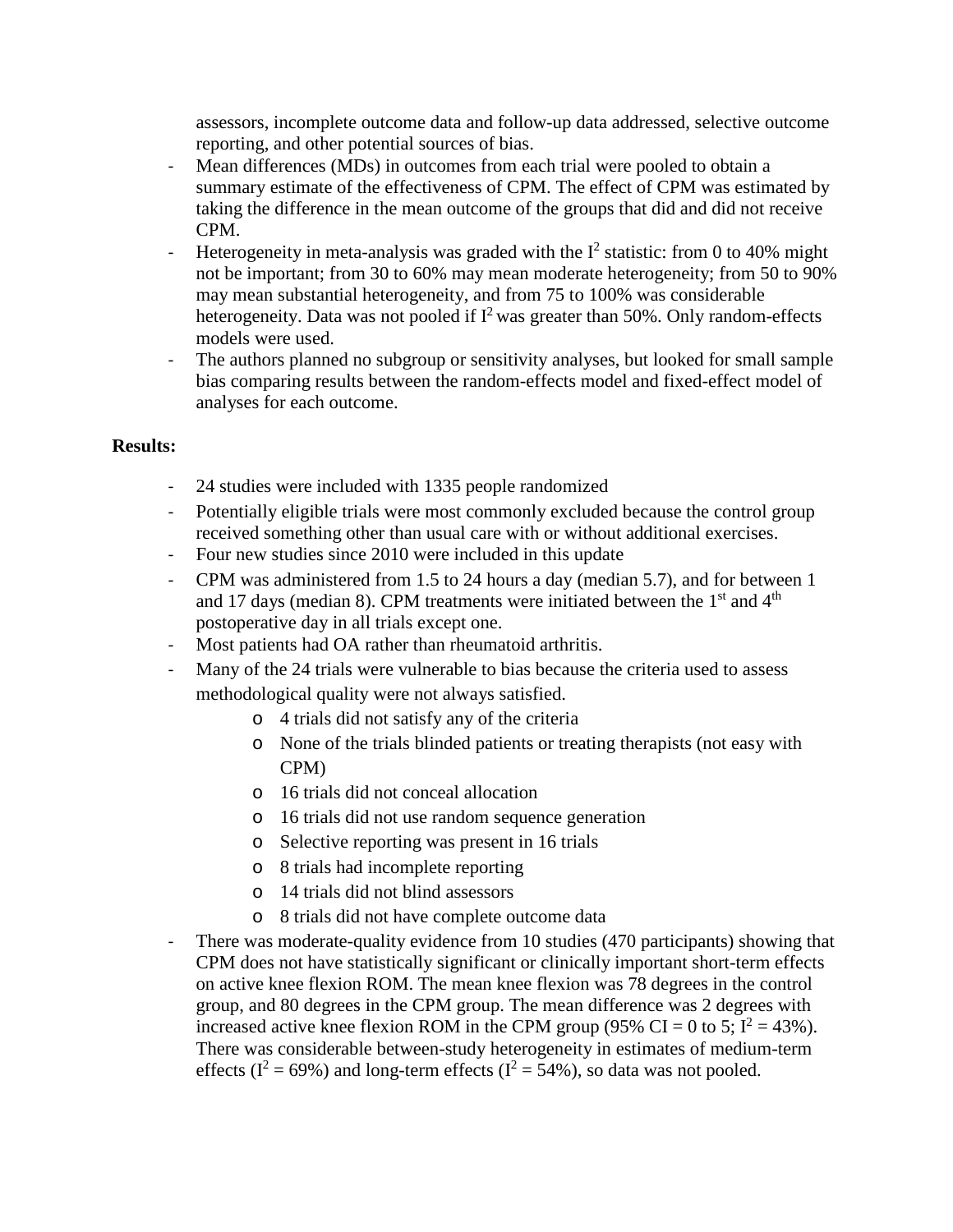assessors, incomplete outcome data and follow-up data addressed, selective outcome reporting, and other potential sources of bias.

- Mean differences (MDs) in outcomes from each trial were pooled to obtain a summary estimate of the effectiveness of CPM. The effect of CPM was estimated by taking the difference in the mean outcome of the groups that did and did not receive CPM.
- Heterogeneity in meta-analysis was graded with the $I^2$ statistic: from 0 to 40% might not be important; from 30 to 60% may mean moderate heterogeneity; from 50 to 90% may mean substantial heterogeneity, and from 75 to 100% was considerable heterogeneity. Data was not pooled if $I^2$ was greater than 50%. Only random-effects models were used.
- The authors planned no subgroup or sensitivity analyses, but looked for small sample bias comparing results between the random-effects model and fixed-effect model of analyses for each outcome.

**Results:**

- 24 studies were included with 1335 people randomized
- Potentially eligible trials were most commonly excluded because the control group received something other than usual care with or without additional exercises.
- Four new studies since 2010 were included in this update
- CPM was administered from 1.5 to 24 hours a day (median 5.7), and for between 1 and 17 days (median 8). CPM treatments were initiated between the 1st and 4th postoperative day in all trials except one.
- Most patients had OA rather than rheumatoid arthritis.
- Many of the 24 trials were vulnerable to bias because the criteria used to assess methodological quality were not always satisfied.
    - 4 trials did not satisfy any of the criteria
    - None of the trials blinded patients or treating therapists (not easy with CPM)
    - 16 trials did not conceal allocation
    - 16 trials did not use random sequence generation
    - Selective reporting was present in 16 trials
    - 8 trials had incomplete reporting
    - 14 trials did not blind assessors
    - 8 trials did not have complete outcome data
- There was moderate-quality evidence from 10 studies (470 participants) showing that CPM does not have statistically significant or clinically important short-term effects on active knee flexion ROM. The mean knee flexion was 78 degrees in the control group, and 80 degrees in the CPM group. The mean difference was 2 degrees with increased active knee flexion ROM in the CPM group (95% CI = 0 to 5; $I^2$ = 43%). There was considerable between-study heterogeneity in estimates of medium-term effects ($I^2$ = 69%) and long-term effects ($I^2$ = 54%), so data was not pooled.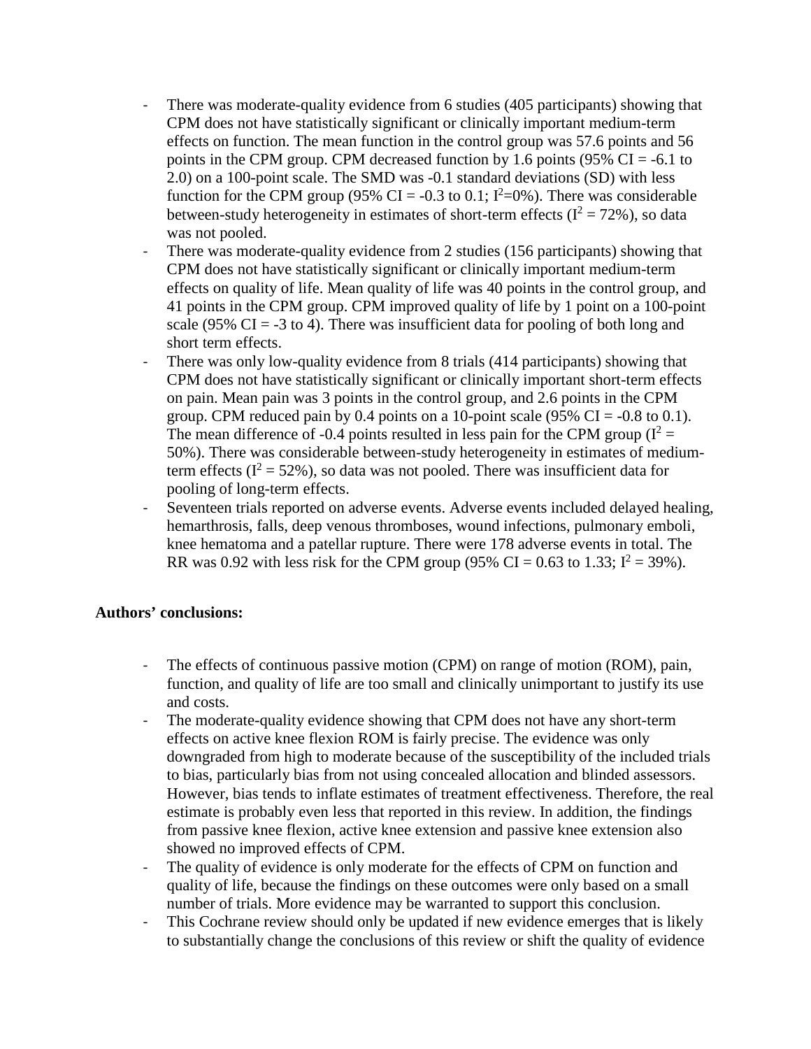- There was moderate-quality evidence from 6 studies (405 participants) showing that CPM does not have statistically significant or clinically important medium-term effects on function. The mean function in the control group was 57.6 points and 56 points in the CPM group. CPM decreased function by 1.6 points (95% CI = -6.1 to 2.0) on a 100-point scale. The SMD was -0.1 standard deviations (SD) with less function for the CPM group (95% CI = -0.3 to 0.1; $I^2$=0%). There was considerable between-study heterogeneity in estimates of short-term effects ($I^2$ = 72%), so data was not pooled.
- There was moderate-quality evidence from 2 studies (156 participants) showing that CPM does not have statistically significant or clinically important medium-term effects on quality of life. Mean quality of life was 40 points in the control group, and 41 points in the CPM group. CPM improved quality of life by 1 point on a 100-point scale (95% CI = -3 to 4). There was insufficient data for pooling of both long and short term effects.
- There was only low-quality evidence from 8 trials (414 participants) showing that CPM does not have statistically significant or clinically important short-term effects on pain. Mean pain was 3 points in the control group, and 2.6 points in the CPM group. CPM reduced pain by 0.4 points on a 10-point scale (95% CI = -0.8 to 0.1). The mean difference of -0.4 points resulted in less pain for the CPM group ($I^2$ = 50%). There was considerable between-study heterogeneity in estimates of medium-term effects ($I^2$ = 52%), so data was not pooled. There was insufficient data for pooling of long-term effects.
- Seventeen trials reported on adverse events. Adverse events included delayed healing, hemarthrosis, falls, deep venous thromboses, wound infections, pulmonary emboli, knee hematoma and a patellar rupture. There were 178 adverse events in total. The RR was 0.92 with less risk for the CPM group (95% CI = 0.63 to 1.33; $I^2$ = 39%).

**Authors' conclusions:**

- The effects of continuous passive motion (CPM) on range of motion (ROM), pain, function, and quality of life are too small and clinically unimportant to justify its use and costs.
- The moderate-quality evidence showing that CPM does not have any short-term effects on active knee flexion ROM is fairly precise. The evidence was only downgraded from high to moderate because of the susceptibility of the included trials to bias, particularly bias from not using concealed allocation and blinded assessors. However, bias tends to inflate estimates of treatment effectiveness. Therefore, the real estimate is probably even less that reported in this review. In addition, the findings from passive knee flexion, active knee extension and passive knee extension also showed no improved effects of CPM.
- The quality of evidence is only moderate for the effects of CPM on function and quality of life, because the findings on these outcomes were only based on a small number of trials. More evidence may be warranted to support this conclusion.
- This Cochrane review should only be updated if new evidence emerges that is likely to substantially change the conclusions of this review or shift the quality of evidence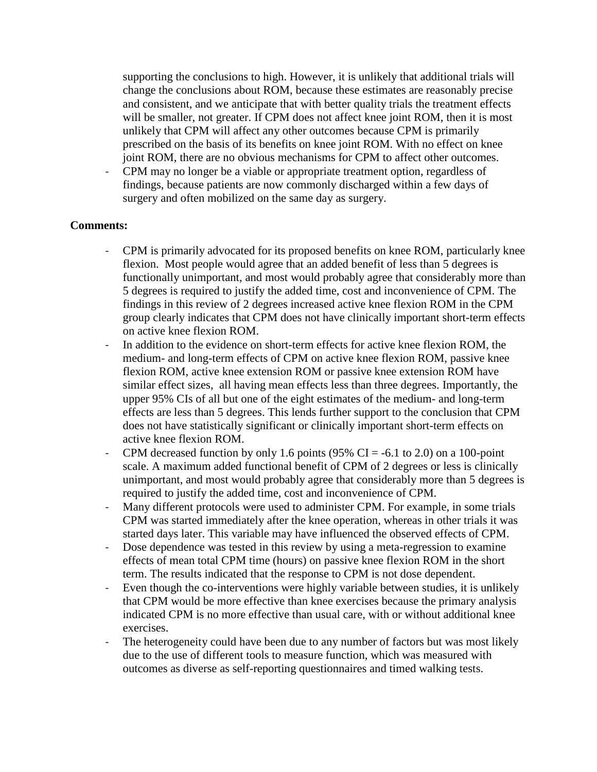supporting the conclusions to high. However, it is unlikely that additional trials will change the conclusions about ROM, because these estimates are reasonably precise and consistent, and we anticipate that with better quality trials the treatment effects will be smaller, not greater. If CPM does not affect knee joint ROM, then it is most unlikely that CPM will affect any other outcomes because CPM is primarily prescribed on the basis of its benefits on knee joint ROM. With no effect on knee joint ROM, there are no obvious mechanisms for CPM to affect other outcomes.

- CPM may no longer be a viable or appropriate treatment option, regardless of findings, because patients are now commonly discharged within a few days of surgery and often mobilized on the same day as surgery.

**Comments:**

- CPM is primarily advocated for its proposed benefits on knee ROM, particularly knee flexion. Most people would agree that an added benefit of less than 5 degrees is functionally unimportant, and most would probably agree that considerably more than 5 degrees is required to justify the added time, cost and inconvenience of CPM. The findings in this review of 2 degrees increased active knee flexion ROM in the CPM group clearly indicates that CPM does not have clinically important short-term effects on active knee flexion ROM.
- In addition to the evidence on short-term effects for active knee flexion ROM, the medium- and long-term effects of CPM on active knee flexion ROM, passive knee flexion ROM, active knee extension ROM or passive knee extension ROM have similar effect sizes, all having mean effects less than three degrees. Importantly, the upper 95% CIs of all but one of the eight estimates of the medium- and long-term effects are less than 5 degrees. This lends further support to the conclusion that CPM does not have statistically significant or clinically important short-term effects on active knee flexion ROM.
- CPM decreased function by only 1.6 points (95% CI = -6.1 to 2.0) on a 100-point scale. A maximum added functional benefit of CPM of 2 degrees or less is clinically unimportant, and most would probably agree that considerably more than 5 degrees is required to justify the added time, cost and inconvenience of CPM.
- Many different protocols were used to administer CPM. For example, in some trials CPM was started immediately after the knee operation, whereas in other trials it was started days later. This variable may have influenced the observed effects of CPM.
- Dose dependence was tested in this review by using a meta-regression to examine effects of mean total CPM time (hours) on passive knee flexion ROM in the short term. The results indicated that the response to CPM is not dose dependent.
- Even though the co-interventions were highly variable between studies, it is unlikely that CPM would be more effective than knee exercises because the primary analysis indicated CPM is no more effective than usual care, with or without additional knee exercises.
- The heterogeneity could have been due to any number of factors but was most likely due to the use of different tools to measure function, which was measured with outcomes as diverse as self-reporting questionnaires and timed walking tests.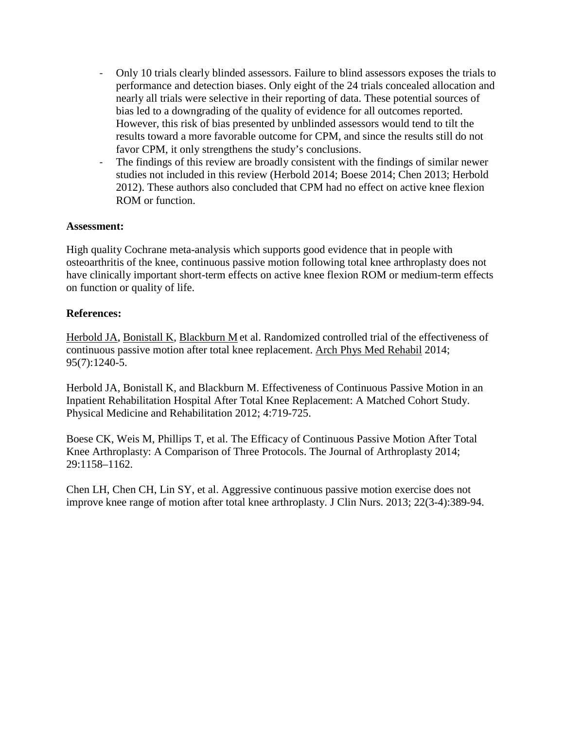- Only 10 trials clearly blinded assessors. Failure to blind assessors exposes the trials to performance and detection biases. Only eight of the 24 trials concealed allocation and nearly all trials were selective in their reporting of data. These potential sources of bias led to a downgrading of the quality of evidence for all outcomes reported. However, this risk of bias presented by unblinded assessors would tend to tilt the results toward a more favorable outcome for CPM, and since the results still do not favor CPM, it only strengthens the study's conclusions.
- The findings of this review are broadly consistent with the findings of similar newer studies not included in this review (Herbold 2014; Boese 2014; Chen 2013; Herbold 2012). These authors also concluded that CPM had no effect on active knee flexion ROM or function.

**Assessment:**

High quality Cochrane meta-analysis which supports good evidence that in people with osteoarthritis of the knee, continuous passive motion following total knee arthroplasty does not have clinically important short-term effects on active knee flexion ROM or medium-term effects on function or quality of life.

**References:**

Herbold JA, Bonistall K, Blackburn M et al. Randomized controlled trial of the effectiveness of continuous passive motion after total knee replacement. Arch Phys Med Rehabil 2014; 95(7):1240-5.

Herbold JA, Bonistall K, and Blackburn M. Effectiveness of Continuous Passive Motion in an Inpatient Rehabilitation Hospital After Total Knee Replacement: A Matched Cohort Study. Physical Medicine and Rehabilitation 2012; 4:719-725.

Boese CK, Weis M, Phillips T, et al. The Efficacy of Continuous Passive Motion After Total Knee Arthroplasty: A Comparison of Three Protocols. The Journal of Arthroplasty 2014; 29:1158–1162.

Chen LH, Chen CH, Lin SY, et al. Aggressive continuous passive motion exercise does not improve knee range of motion after total knee arthroplasty. J Clin Nurs. 2013; 22(3-4):389-94.